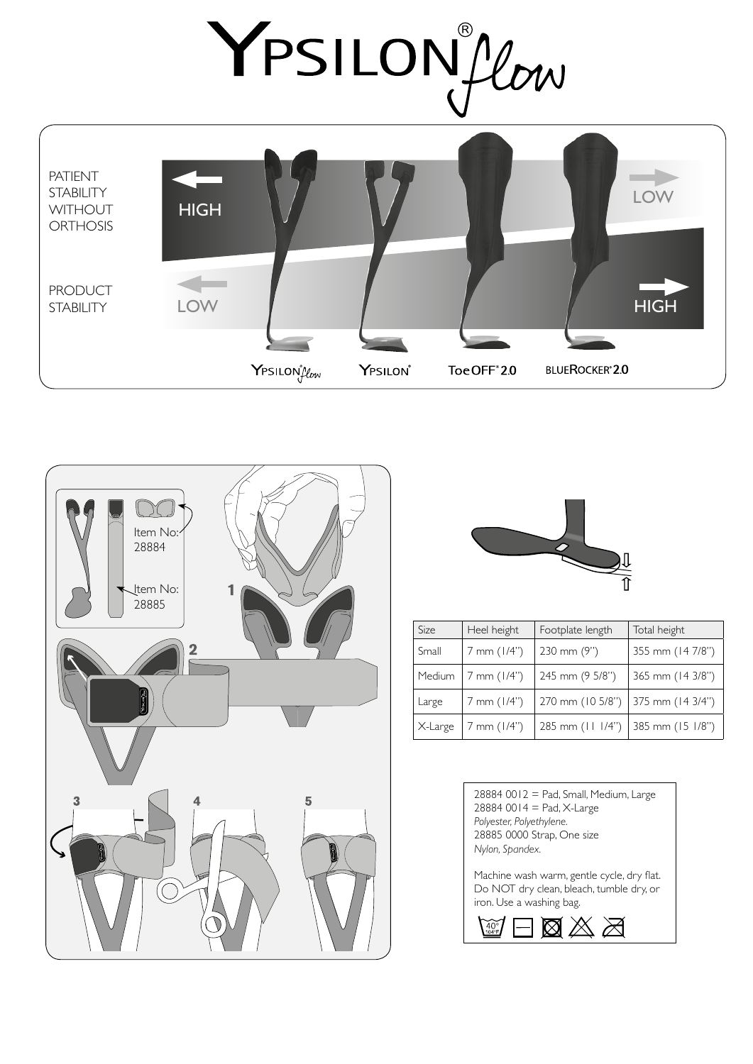# YPSILON® flow

PATIENT STABILITY WITHOUT ORTHOSIS

HIGH — LOW

PRODUCT STABILITY

LOW — HIGH

YPSILON® flow | YPSILON® | ToeOFF® 2.0 | BLUEROCKER® 2.0

Item No: 28884

Item No: 28885

1

2

3

4

5

| Size | Heel height | Footplate length | Total height |
|---|---|---|---|
| Small | 7 mm (1/4") | 230 mm (9") | 355 mm (14 7/8") |
| Medium | 7 mm (1/4") | 245 mm (9 5/8") | 365 mm (14 3/8") |
| Large | 7 mm (1/4") | 270 mm (10 5/8") | 375 mm (14 3/4") |
| X-Large | 7 mm (1/4") | 285 mm (11 1/4") | 385 mm (15 1/8") |

28884 0012 = Pad, Small, Medium, Large
28884 0014 = Pad, X-Large
*Polyester, Polyethylene.*
28885 0000 Strap, One size
*Nylon, Spandex.*

Machine wash warm, gentle cycle, dry flat. Do NOT dry clean, bleach, tumble dry, or iron. Use a washing bag.

40°
104°F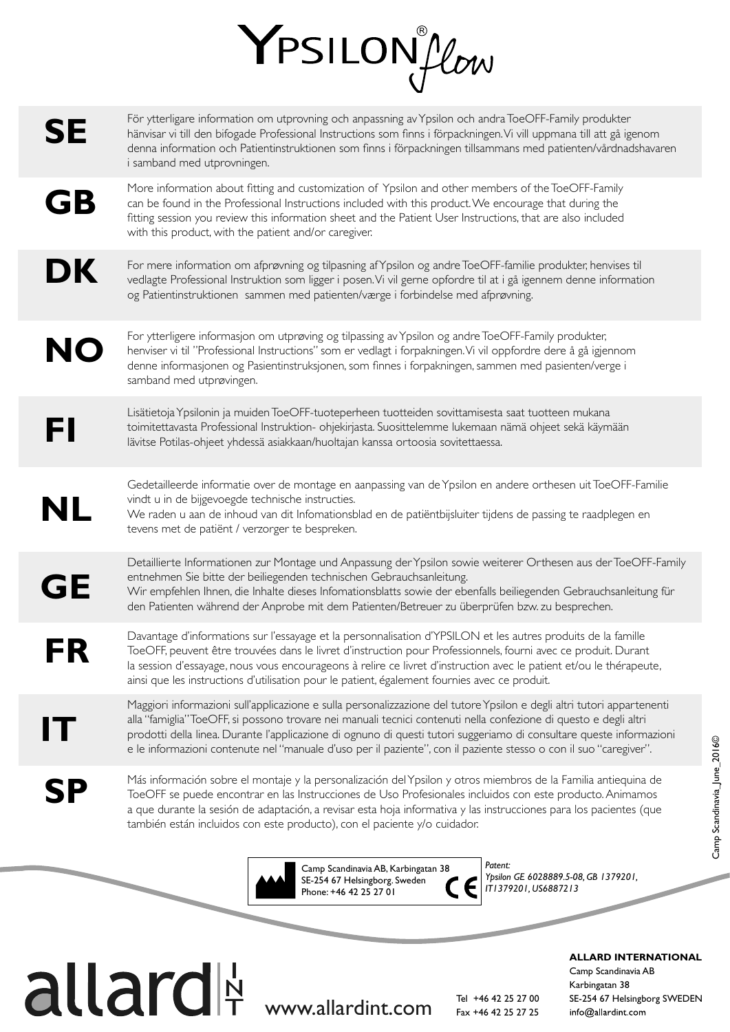# YPSILON® flow

**SE**

För ytterligare information om utprovning och anpassning av Ypsilon och andra ToeOFF-Family produkter hänvisar vi till den bifogade Professional Instructions som finns i förpackningen. Vi vill uppmana till att gå igenom denna information och Patientinstruktionen som finns i förpackningen tillsammans med patienten/vårdnadshavaren i samband med utprovningen.

**GB**

More information about fitting and customization of Ypsilon and other members of the ToeOFF-Family can be found in the Professional Instructions included with this product. We encourage that during the fitting session you review this information sheet and the Patient User Instructions, that are also included with this product, with the patient and/or caregiver.

**DK**

For mere information om afprøvning og tilpasning af Ypsilon og andre ToeOFF-familie produkter, henvises til vedlagte Professional Instruktion som ligger i posen. Vi vil gerne opfordre til at i gå igennem denne information og Patientinstruktionen sammen med patienten/værge i forbindelse med afprøvning.

**NO**

For ytterligere informasjon om utprøving og tilpassing av Ypsilon og andre ToeOFF-Family produkter, henviser vi til "Professional Instructions" som er vedlagt i forpakningen. Vi vil oppfordre dere å gå igjennom denne informasjonen og Pasientinstruksjonen, som finnes i forpakningen, sammen med pasienten/verge i samband med utprøvingen.

**FI**

Lisätietoja Ypsilonin ja muiden ToeOFF-tuoteperheen tuotteiden sovittamisesta saat tuotteen mukana toimitettavasta Professional Instruktion- ohjekirjasta. Suosittelemme lukemaan nämä ohjeet sekä käymään lävitse Potilas-ohjeet yhdessä asiakkaan/huoltajan kanssa ortoosia sovitettaessa.

**NL**

Gedetailleerde informatie over de montage en aanpassing van de Ypsilon en andere orthesen uit ToeOFF-Familie vindt u in de bijgevoegde technische instructies.
We raden u aan de inhoud van dit Infomationsblad en de patiëntbijsluiter tijdens de passing te raadplegen en tevens met de patiënt / verzorger te bespreken.

**GE**

Detaillierte Informationen zur Montage und Anpassung der Ypsilon sowie weiterer Orthesen aus der ToeOFF-Family entnehmen Sie bitte der beiliegenden technischen Gebrauchsanleitung.
Wir empfehlen Ihnen, die Inhalte dieses Infomationsblatts sowie der ebenfalls beiliegenden Gebrauchsanleitung für den Patienten während der Anprobe mit dem Patienten/Betreuer zu überprüfen bzw. zu besprechen.

**FR**

Davantage d'informations sur l'essayage et la personnalisation d'YPSILON et les autres produits de la famille ToeOFF, peuvent être trouvées dans le livret d'instruction pour Professionnels, fourni avec ce produit. Durant la session d'essayage, nous vous encourageons à relire ce livret d'instruction avec le patient et/ou le thérapeute, ainsi que les instructions d'utilisation pour le patient, également fournies avec ce produit.

**IT**

Maggiori informazioni sull'applicazione e sulla personalizzazione del tutore Ypsilon e degli altri tutori appartenenti alla "famiglia" ToeOFF, si possono trovare nei manuali tecnici contenuti nella confezione di questo e degli altri prodotti della linea. Durante l'applicazione di ognuno di questi tutori suggeriamo di consultare queste informazioni e le informazioni contenute nel "manuale d'uso per il paziente", con il paziente stesso o con il suo "caregiver".

**SP**

Más información sobre el montaje y la personalización del Ypsilon y otros miembros de la Familia antiequina de ToeOFF se puede encontrar en las Instrucciones de Uso Profesionales incluidos con este producto. Animamos a que durante la sesión de adaptación, a revisar esta hoja informativa y las instrucciones para los pacientes (que también están incluidos con este producto), con el paciente y/o cuidador.

Camp Scandinavia AB, Karbingatan 38
SE-254 67 Helsingborg. Sweden
Phone: +46 42 25 27 01

CE

*Patent:*
*Ypsilon GE 6028889.5-08, GB 1379201, IT1379201, US6887213*

Camp Scandinavia_June_2016©

allard INT www.allardint.com

Tel +46 42 25 27 00
Fax +46 42 25 27 25

**ALLARD INTERNATIONAL**
Camp Scandinavia AB
Karbingatan 38
SE-254 67 Helsingborg SWEDEN
info@allardint.com